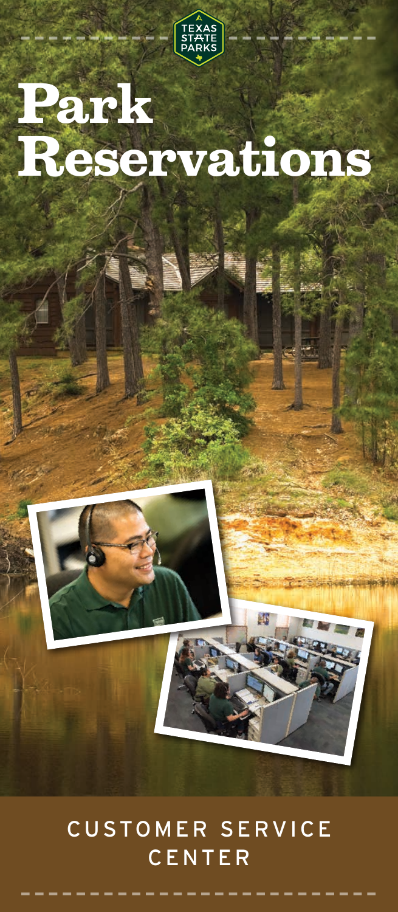TEXAS STATE PARKS

# Park Reservations

## CUSTOMER SERVICE CENTER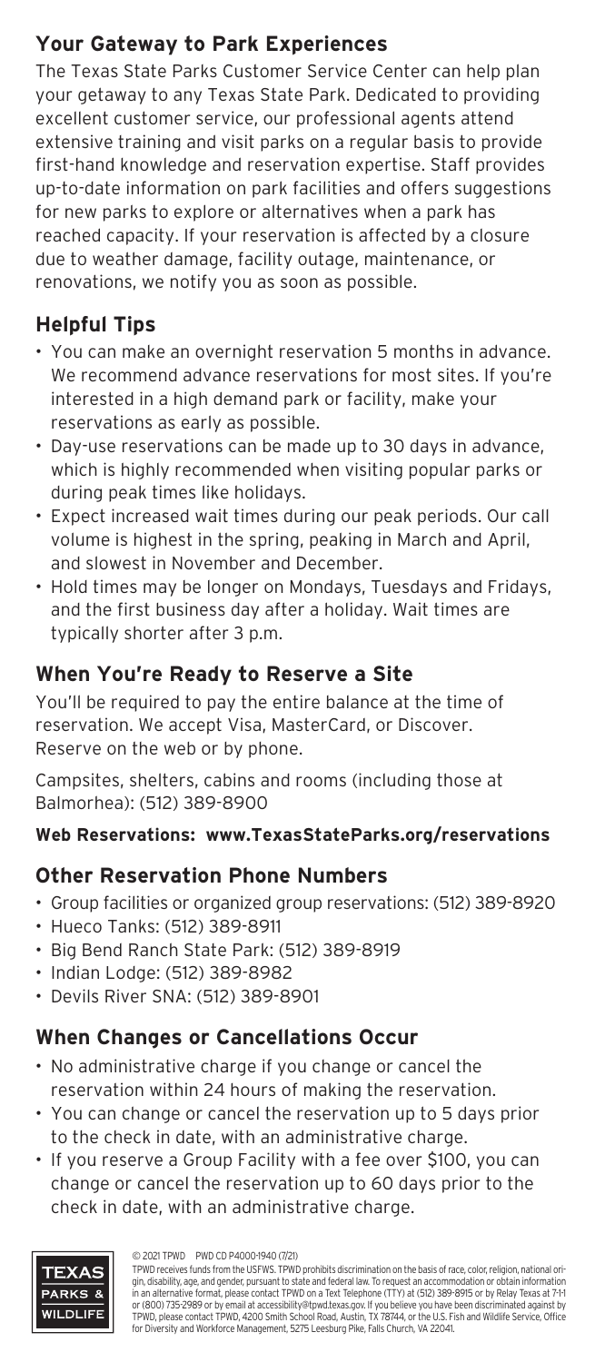## Your Gateway to Park Experiences

The Texas State Parks Customer Service Center can help plan your getaway to any Texas State Park. Dedicated to providing excellent customer service, our professional agents attend extensive training and visit parks on a regular basis to provide first-hand knowledge and reservation expertise. Staff provides up-to-date information on park facilities and offers suggestions for new parks to explore or alternatives when a park has reached capacity. If your reservation is affected by a closure due to weather damage, facility outage, maintenance, or renovations, we notify you as soon as possible.

## Helpful Tips

- You can make an overnight reservation 5 months in advance. We recommend advance reservations for most sites. If you're interested in a high demand park or facility, make your reservations as early as possible.
- Day-use reservations can be made up to 30 days in advance, which is highly recommended when visiting popular parks or during peak times like holidays.
- Expect increased wait times during our peak periods. Our call volume is highest in the spring, peaking in March and April, and slowest in November and December.
- Hold times may be longer on Mondays, Tuesdays and Fridays, and the first business day after a holiday. Wait times are typically shorter after 3 p.m.

## When You're Ready to Reserve a Site

You'll be required to pay the entire balance at the time of reservation. We accept Visa, MasterCard, or Discover. Reserve on the web or by phone.

Campsites, shelters, cabins and rooms (including those at Balmorhea): (512) 389-8900

**Web Reservations: www.TexasStateParks.org/reservations**

## Other Reservation Phone Numbers

- Group facilities or organized group reservations: (512) 389-8920
- Hueco Tanks: (512) 389-8911
- Big Bend Ranch State Park: (512) 389-8919
- Indian Lodge: (512) 389-8982
- Devils River SNA: (512) 389-8901

## When Changes or Cancellations Occur

- No administrative charge if you change or cancel the reservation within 24 hours of making the reservation.
- You can change or cancel the reservation up to 5 days prior to the check in date, with an administrative charge.
- If you reserve a Group Facility with a fee over $100, you can change or cancel the reservation up to 60 days prior to the check in date, with an administrative charge.

TEXAS PARKS & WILDLIFE

© 2021 TPWD PWD CD P4000-1940 (7/21)

TPWD receives funds from the USFWS. TPWD prohibits discrimination on the basis of race, color, religion, national origin, disability, age, and gender, pursuant to state and federal law. To request an accommodation or obtain information in an alternative format, please contact TPWD on a Text Telephone (TTY) at (512) 389-8915 or by Relay Texas at 7-1-1 or (800) 735-2989 or by email at accessibility@tpwd.texas.gov. If you believe you have been discriminated against by TPWD, please contact TPWD, 4200 Smith School Road, Austin, TX 78744, or the U.S. Fish and Wildlife Service, Office for Diversity and Workforce Management, 5275 Leesburg Pike, Falls Church, VA 22041.